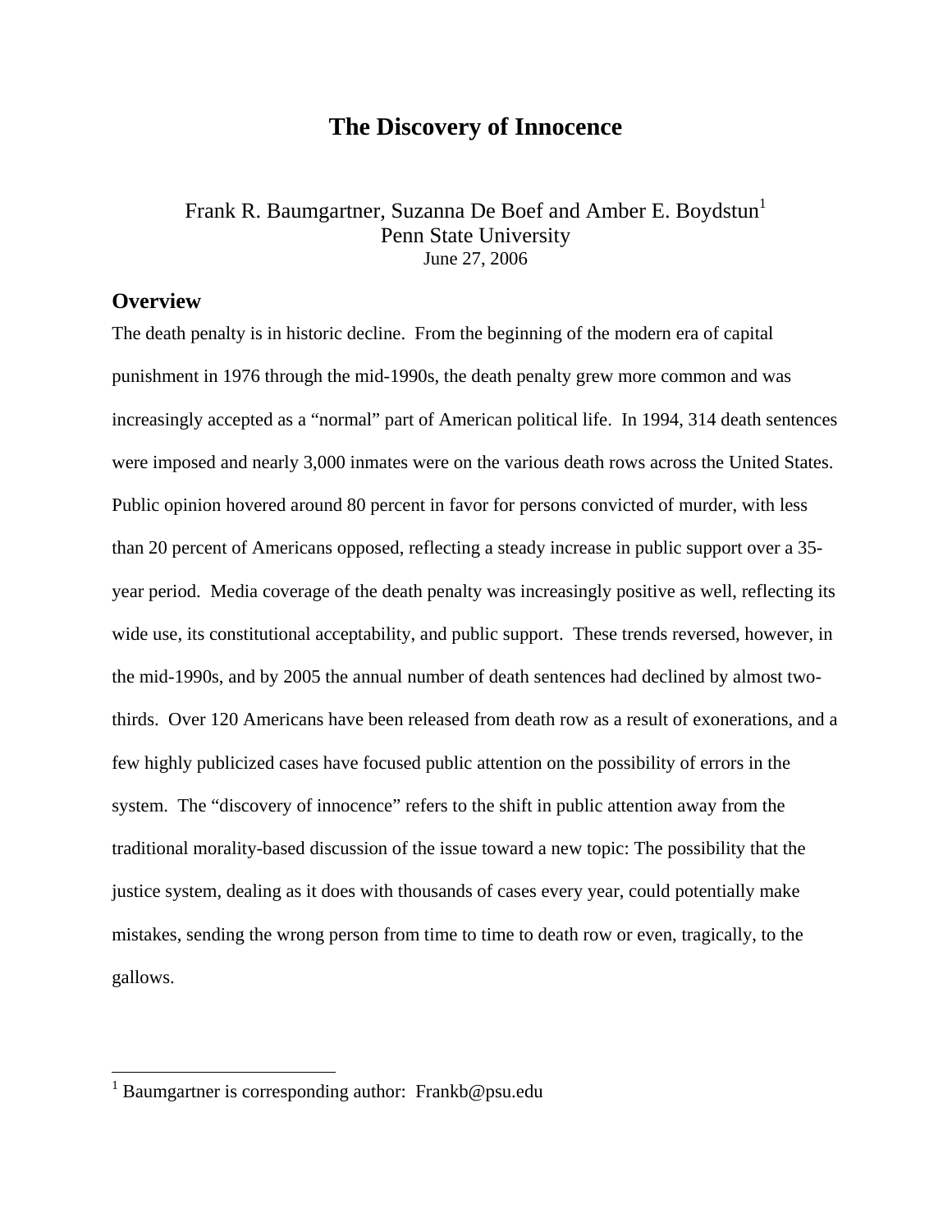# The Discovery of Innocence

Frank R. Baumgartner, Suzanna De Boef and Amber E. Boydstun[1]
Penn State University
June 27, 2006

## Overview

The death penalty is in historic decline. From the beginning of the modern era of capital punishment in 1976 through the mid-1990s, the death penalty grew more common and was increasingly accepted as a "normal" part of American political life. In 1994, 314 death sentences were imposed and nearly 3,000 inmates were on the various death rows across the United States. Public opinion hovered around 80 percent in favor for persons convicted of murder, with less than 20 percent of Americans opposed, reflecting a steady increase in public support over a 35-year period. Media coverage of the death penalty was increasingly positive as well, reflecting its wide use, its constitutional acceptability, and public support. These trends reversed, however, in the mid-1990s, and by 2005 the annual number of death sentences had declined by almost two-thirds. Over 120 Americans have been released from death row as a result of exonerations, and a few highly publicized cases have focused public attention on the possibility of errors in the system. The "discovery of innocence" refers to the shift in public attention away from the traditional morality-based discussion of the issue toward a new topic: The possibility that the justice system, dealing as it does with thousands of cases every year, could potentially make mistakes, sending the wrong person from time to time to death row or even, tragically, to the gallows.

[1] Baumgartner is corresponding author: Frankb@psu.edu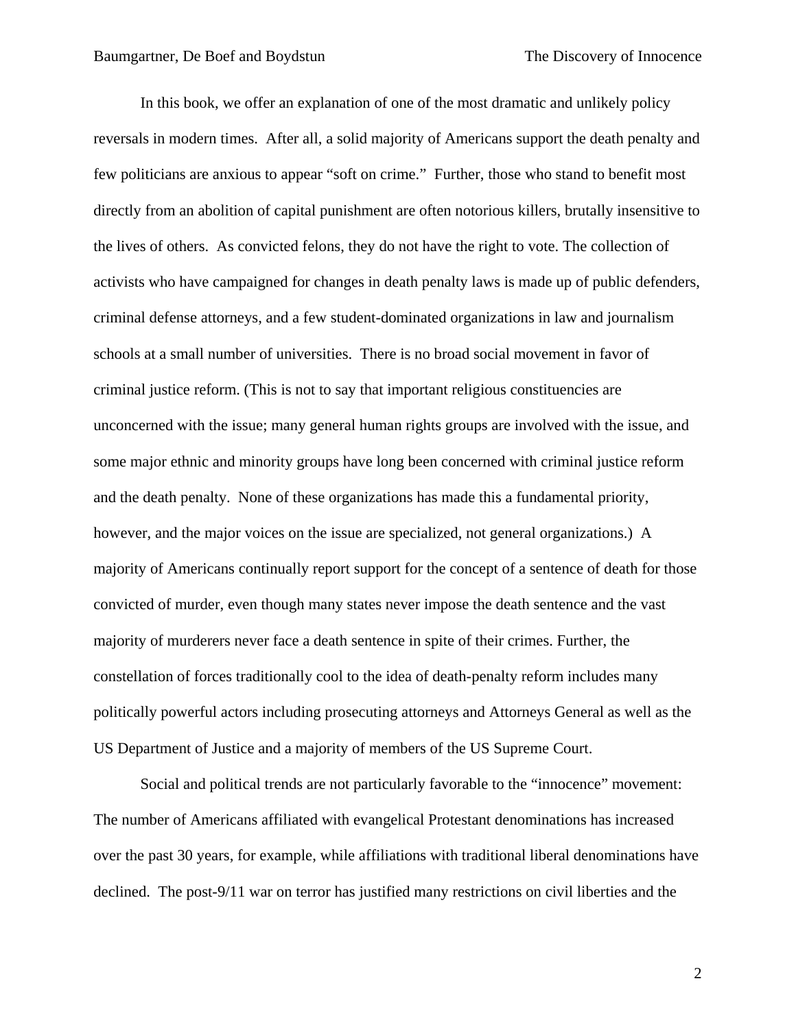In this book, we offer an explanation of one of the most dramatic and unlikely policy reversals in modern times. After all, a solid majority of Americans support the death penalty and few politicians are anxious to appear "soft on crime." Further, those who stand to benefit most directly from an abolition of capital punishment are often notorious killers, brutally insensitive to the lives of others. As convicted felons, they do not have the right to vote. The collection of activists who have campaigned for changes in death penalty laws is made up of public defenders, criminal defense attorneys, and a few student-dominated organizations in law and journalism schools at a small number of universities. There is no broad social movement in favor of criminal justice reform. (This is not to say that important religious constituencies are unconcerned with the issue; many general human rights groups are involved with the issue, and some major ethnic and minority groups have long been concerned with criminal justice reform and the death penalty. None of these organizations has made this a fundamental priority, however, and the major voices on the issue are specialized, not general organizations.) A majority of Americans continually report support for the concept of a sentence of death for those convicted of murder, even though many states never impose the death sentence and the vast majority of murderers never face a death sentence in spite of their crimes. Further, the constellation of forces traditionally cool to the idea of death-penalty reform includes many politically powerful actors including prosecuting attorneys and Attorneys General as well as the US Department of Justice and a majority of members of the US Supreme Court.

Social and political trends are not particularly favorable to the "innocence" movement: The number of Americans affiliated with evangelical Protestant denominations has increased over the past 30 years, for example, while affiliations with traditional liberal denominations have declined. The post-9/11 war on terror has justified many restrictions on civil liberties and the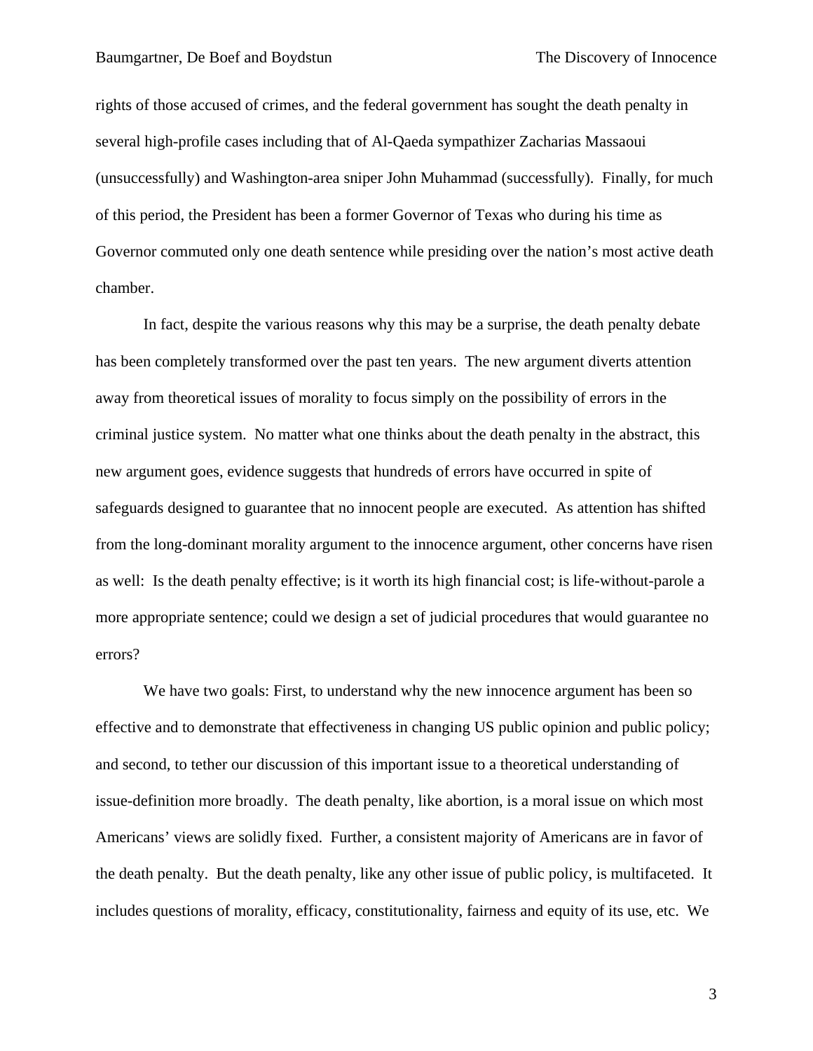rights of those accused of crimes, and the federal government has sought the death penalty in several high-profile cases including that of Al-Qaeda sympathizer Zacharias Massaoui (unsuccessfully) and Washington-area sniper John Muhammad (successfully). Finally, for much of this period, the President has been a former Governor of Texas who during his time as Governor commuted only one death sentence while presiding over the nation's most active death chamber.

In fact, despite the various reasons why this may be a surprise, the death penalty debate has been completely transformed over the past ten years. The new argument diverts attention away from theoretical issues of morality to focus simply on the possibility of errors in the criminal justice system. No matter what one thinks about the death penalty in the abstract, this new argument goes, evidence suggests that hundreds of errors have occurred in spite of safeguards designed to guarantee that no innocent people are executed. As attention has shifted from the long-dominant morality argument to the innocence argument, other concerns have risen as well: Is the death penalty effective; is it worth its high financial cost; is life-without-parole a more appropriate sentence; could we design a set of judicial procedures that would guarantee no errors?

We have two goals: First, to understand why the new innocence argument has been so effective and to demonstrate that effectiveness in changing US public opinion and public policy; and second, to tether our discussion of this important issue to a theoretical understanding of issue-definition more broadly. The death penalty, like abortion, is a moral issue on which most Americans' views are solidly fixed. Further, a consistent majority of Americans are in favor of the death penalty. But the death penalty, like any other issue of public policy, is multifaceted. It includes questions of morality, efficacy, constitutionality, fairness and equity of its use, etc. We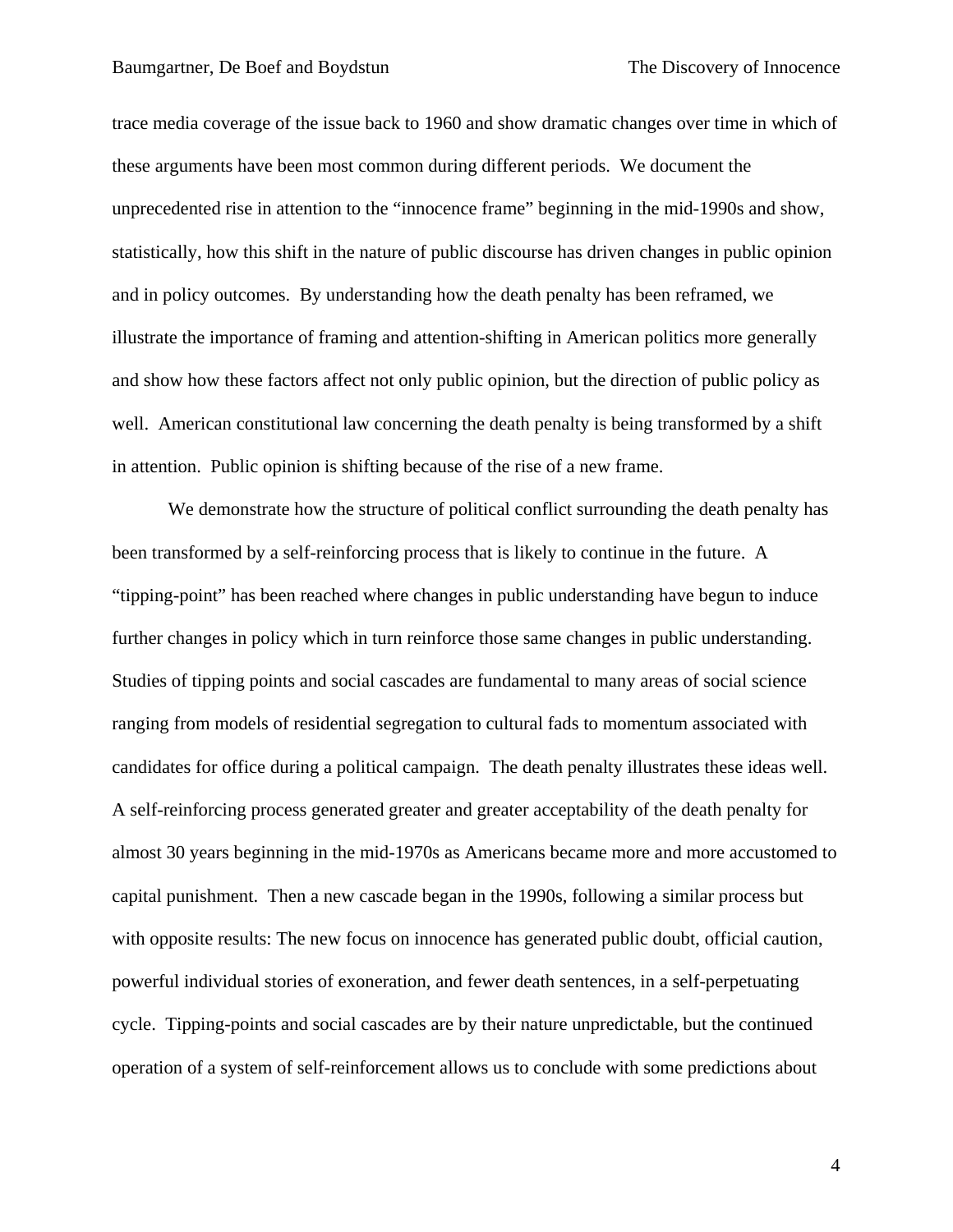trace media coverage of the issue back to 1960 and show dramatic changes over time in which of these arguments have been most common during different periods. We document the unprecedented rise in attention to the "innocence frame" beginning in the mid-1990s and show, statistically, how this shift in the nature of public discourse has driven changes in public opinion and in policy outcomes. By understanding how the death penalty has been reframed, we illustrate the importance of framing and attention-shifting in American politics more generally and show how these factors affect not only public opinion, but the direction of public policy as well. American constitutional law concerning the death penalty is being transformed by a shift in attention. Public opinion is shifting because of the rise of a new frame.

We demonstrate how the structure of political conflict surrounding the death penalty has been transformed by a self-reinforcing process that is likely to continue in the future. A "tipping-point" has been reached where changes in public understanding have begun to induce further changes in policy which in turn reinforce those same changes in public understanding. Studies of tipping points and social cascades are fundamental to many areas of social science ranging from models of residential segregation to cultural fads to momentum associated with candidates for office during a political campaign. The death penalty illustrates these ideas well. A self-reinforcing process generated greater and greater acceptability of the death penalty for almost 30 years beginning in the mid-1970s as Americans became more and more accustomed to capital punishment. Then a new cascade began in the 1990s, following a similar process but with opposite results: The new focus on innocence has generated public doubt, official caution, powerful individual stories of exoneration, and fewer death sentences, in a self-perpetuating cycle. Tipping-points and social cascades are by their nature unpredictable, but the continued operation of a system of self-reinforcement allows us to conclude with some predictions about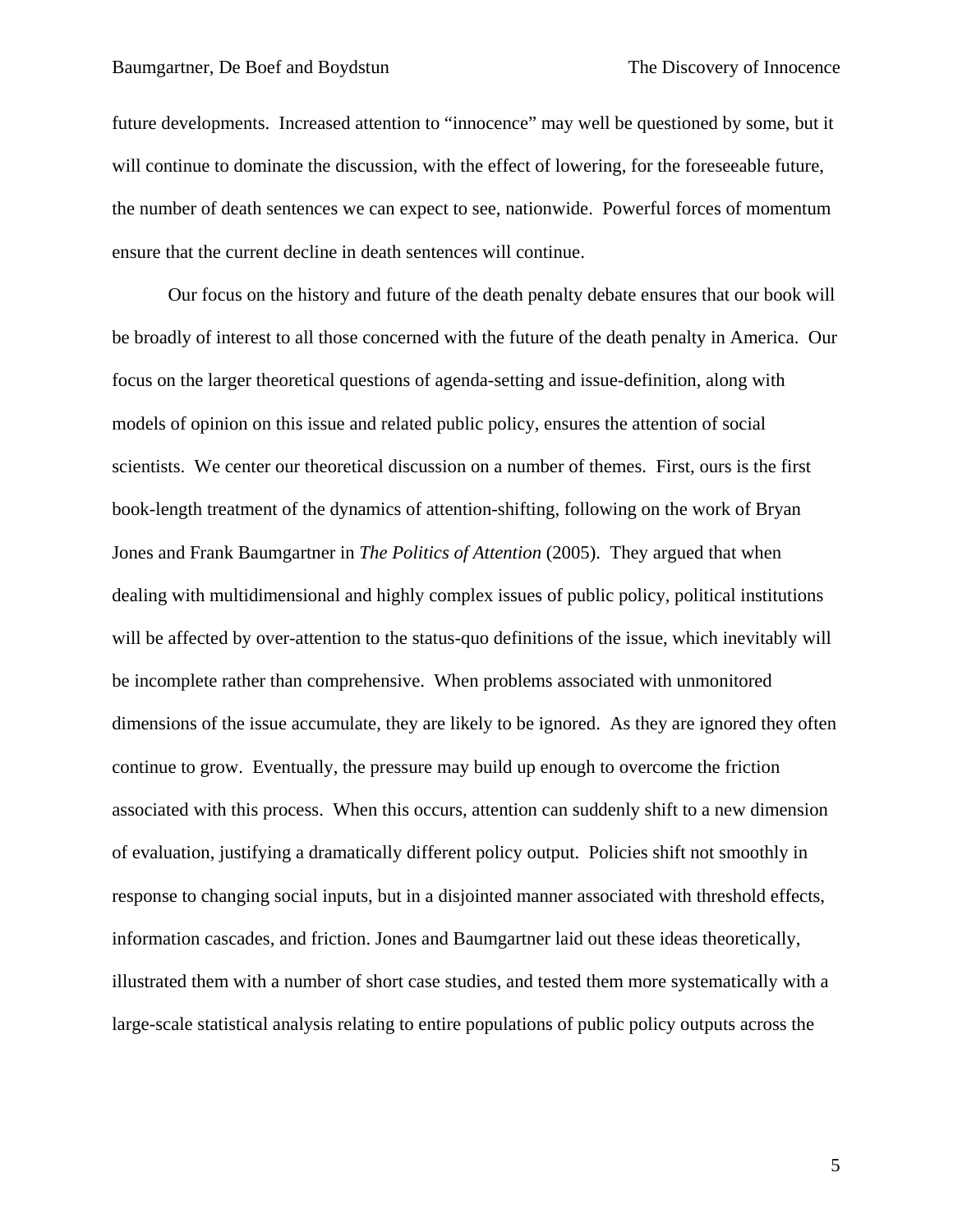future developments. Increased attention to "innocence" may well be questioned by some, but it will continue to dominate the discussion, with the effect of lowering, for the foreseeable future, the number of death sentences we can expect to see, nationwide. Powerful forces of momentum ensure that the current decline in death sentences will continue.

Our focus on the history and future of the death penalty debate ensures that our book will be broadly of interest to all those concerned with the future of the death penalty in America. Our focus on the larger theoretical questions of agenda-setting and issue-definition, along with models of opinion on this issue and related public policy, ensures the attention of social scientists. We center our theoretical discussion on a number of themes. First, ours is the first book-length treatment of the dynamics of attention-shifting, following on the work of Bryan Jones and Frank Baumgartner in *The Politics of Attention* (2005). They argued that when dealing with multidimensional and highly complex issues of public policy, political institutions will be affected by over-attention to the status-quo definitions of the issue, which inevitably will be incomplete rather than comprehensive. When problems associated with unmonitored dimensions of the issue accumulate, they are likely to be ignored. As they are ignored they often continue to grow. Eventually, the pressure may build up enough to overcome the friction associated with this process. When this occurs, attention can suddenly shift to a new dimension of evaluation, justifying a dramatically different policy output. Policies shift not smoothly in response to changing social inputs, but in a disjointed manner associated with threshold effects, information cascades, and friction. Jones and Baumgartner laid out these ideas theoretically, illustrated them with a number of short case studies, and tested them more systematically with a large-scale statistical analysis relating to entire populations of public policy outputs across the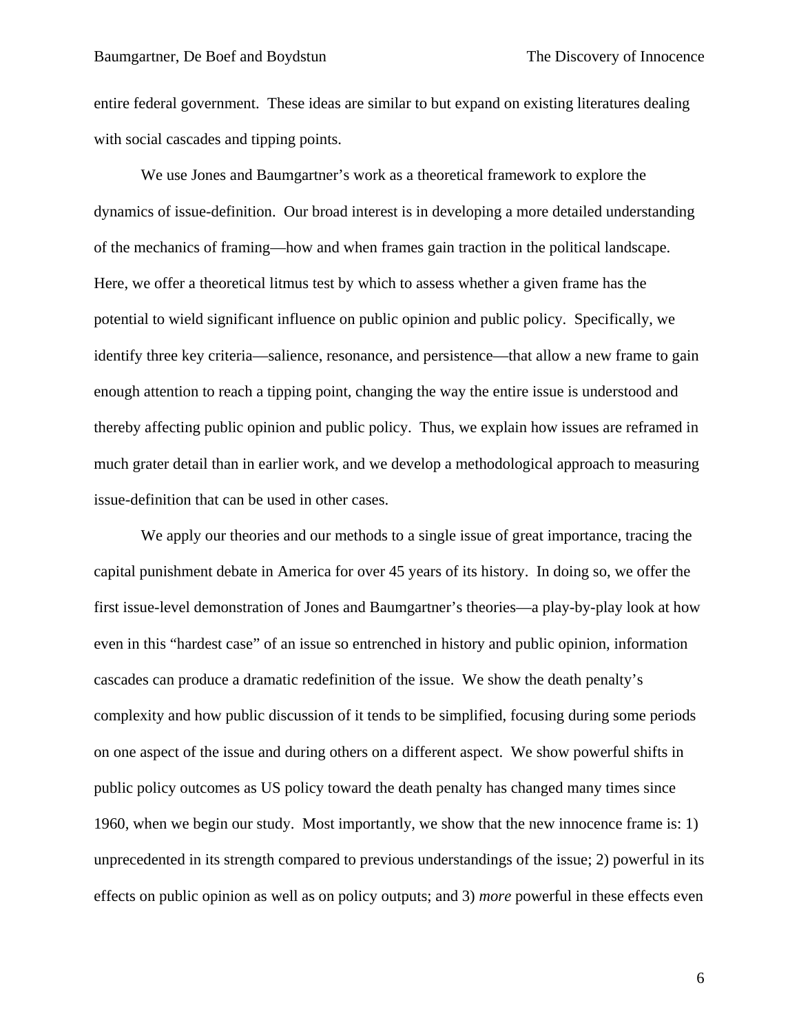entire federal government. These ideas are similar to but expand on existing literatures dealing with social cascades and tipping points.

We use Jones and Baumgartner's work as a theoretical framework to explore the dynamics of issue-definition. Our broad interest is in developing a more detailed understanding of the mechanics of framing—how and when frames gain traction in the political landscape. Here, we offer a theoretical litmus test by which to assess whether a given frame has the potential to wield significant influence on public opinion and public policy. Specifically, we identify three key criteria—salience, resonance, and persistence—that allow a new frame to gain enough attention to reach a tipping point, changing the way the entire issue is understood and thereby affecting public opinion and public policy. Thus, we explain how issues are reframed in much grater detail than in earlier work, and we develop a methodological approach to measuring issue-definition that can be used in other cases.

We apply our theories and our methods to a single issue of great importance, tracing the capital punishment debate in America for over 45 years of its history. In doing so, we offer the first issue-level demonstration of Jones and Baumgartner's theories—a play-by-play look at how even in this "hardest case" of an issue so entrenched in history and public opinion, information cascades can produce a dramatic redefinition of the issue. We show the death penalty's complexity and how public discussion of it tends to be simplified, focusing during some periods on one aspect of the issue and during others on a different aspect. We show powerful shifts in public policy outcomes as US policy toward the death penalty has changed many times since 1960, when we begin our study. Most importantly, we show that the new innocence frame is: 1) unprecedented in its strength compared to previous understandings of the issue; 2) powerful in its effects on public opinion as well as on policy outputs; and 3) *more* powerful in these effects even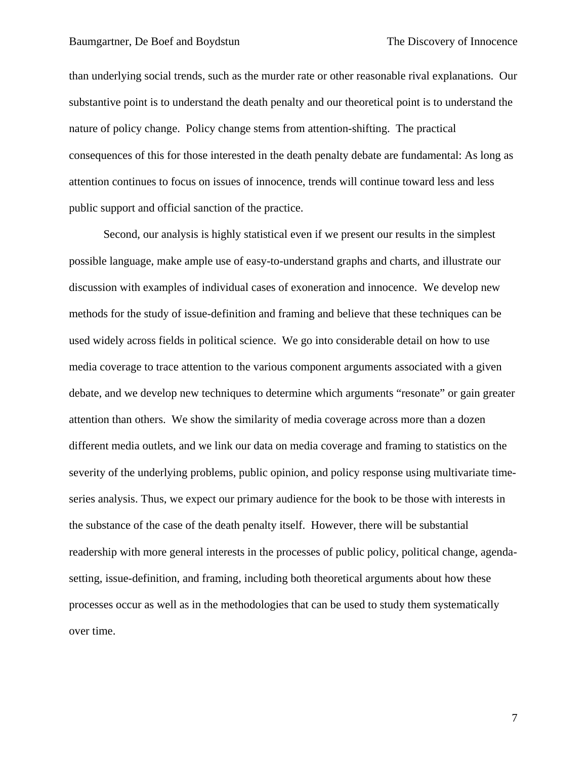than underlying social trends, such as the murder rate or other reasonable rival explanations. Our substantive point is to understand the death penalty and our theoretical point is to understand the nature of policy change. Policy change stems from attention-shifting. The practical consequences of this for those interested in the death penalty debate are fundamental: As long as attention continues to focus on issues of innocence, trends will continue toward less and less public support and official sanction of the practice.

Second, our analysis is highly statistical even if we present our results in the simplest possible language, make ample use of easy-to-understand graphs and charts, and illustrate our discussion with examples of individual cases of exoneration and innocence. We develop new methods for the study of issue-definition and framing and believe that these techniques can be used widely across fields in political science. We go into considerable detail on how to use media coverage to trace attention to the various component arguments associated with a given debate, and we develop new techniques to determine which arguments "resonate" or gain greater attention than others. We show the similarity of media coverage across more than a dozen different media outlets, and we link our data on media coverage and framing to statistics on the severity of the underlying problems, public opinion, and policy response using multivariate time-series analysis. Thus, we expect our primary audience for the book to be those with interests in the substance of the case of the death penalty itself. However, there will be substantial readership with more general interests in the processes of public policy, political change, agenda-setting, issue-definition, and framing, including both theoretical arguments about how these processes occur as well as in the methodologies that can be used to study them systematically over time.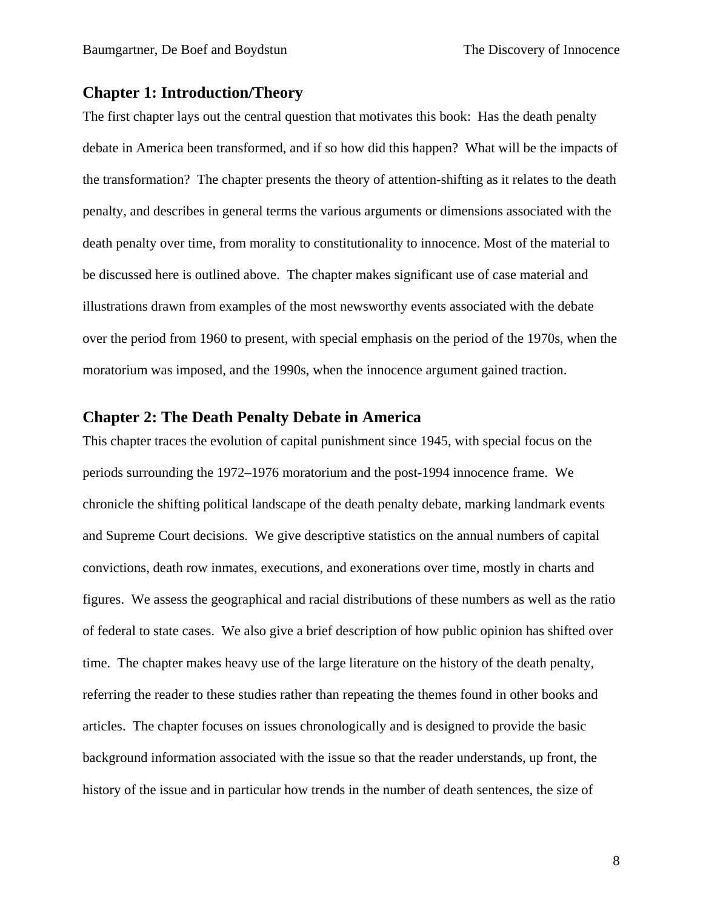## Chapter 1: Introduction/Theory

The first chapter lays out the central question that motivates this book: Has the death penalty debate in America been transformed, and if so how did this happen? What will be the impacts of the transformation? The chapter presents the theory of attention-shifting as it relates to the death penalty, and describes in general terms the various arguments or dimensions associated with the death penalty over time, from morality to constitutionality to innocence. Most of the material to be discussed here is outlined above. The chapter makes significant use of case material and illustrations drawn from examples of the most newsworthy events associated with the debate over the period from 1960 to present, with special emphasis on the period of the 1970s, when the moratorium was imposed, and the 1990s, when the innocence argument gained traction.

## Chapter 2: The Death Penalty Debate in America

This chapter traces the evolution of capital punishment since 1945, with special focus on the periods surrounding the 1972–1976 moratorium and the post-1994 innocence frame. We chronicle the shifting political landscape of the death penalty debate, marking landmark events and Supreme Court decisions. We give descriptive statistics on the annual numbers of capital convictions, death row inmates, executions, and exonerations over time, mostly in charts and figures. We assess the geographical and racial distributions of these numbers as well as the ratio of federal to state cases. We also give a brief description of how public opinion has shifted over time. The chapter makes heavy use of the large literature on the history of the death penalty, referring the reader to these studies rather than repeating the themes found in other books and articles. The chapter focuses on issues chronologically and is designed to provide the basic background information associated with the issue so that the reader understands, up front, the history of the issue and in particular how trends in the number of death sentences, the size of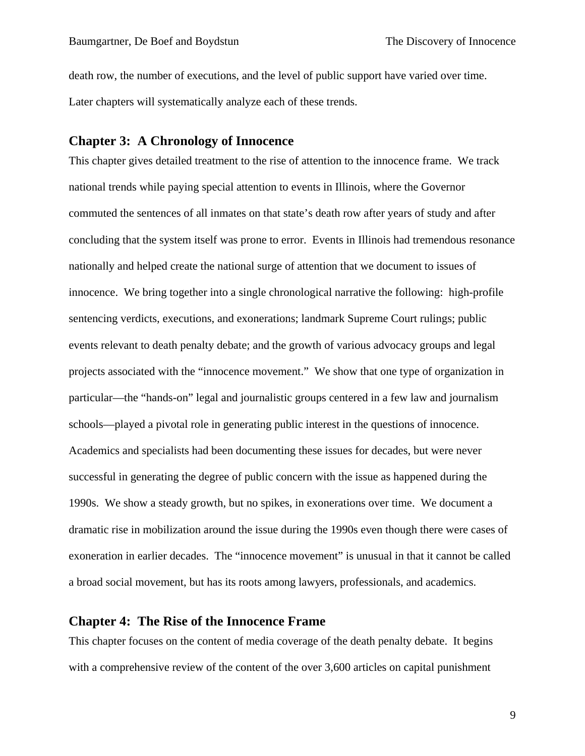death row, the number of executions, and the level of public support have varied over time. Later chapters will systematically analyze each of these trends.

## Chapter 3: A Chronology of Innocence

This chapter gives detailed treatment to the rise of attention to the innocence frame. We track national trends while paying special attention to events in Illinois, where the Governor commuted the sentences of all inmates on that state's death row after years of study and after concluding that the system itself was prone to error. Events in Illinois had tremendous resonance nationally and helped create the national surge of attention that we document to issues of innocence. We bring together into a single chronological narrative the following: high-profile sentencing verdicts, executions, and exonerations; landmark Supreme Court rulings; public events relevant to death penalty debate; and the growth of various advocacy groups and legal projects associated with the "innocence movement." We show that one type of organization in particular—the "hands-on" legal and journalistic groups centered in a few law and journalism schools—played a pivotal role in generating public interest in the questions of innocence. Academics and specialists had been documenting these issues for decades, but were never successful in generating the degree of public concern with the issue as happened during the 1990s. We show a steady growth, but no spikes, in exonerations over time. We document a dramatic rise in mobilization around the issue during the 1990s even though there were cases of exoneration in earlier decades. The "innocence movement" is unusual in that it cannot be called a broad social movement, but has its roots among lawyers, professionals, and academics.

## Chapter 4: The Rise of the Innocence Frame

This chapter focuses on the content of media coverage of the death penalty debate. It begins with a comprehensive review of the content of the over 3,600 articles on capital punishment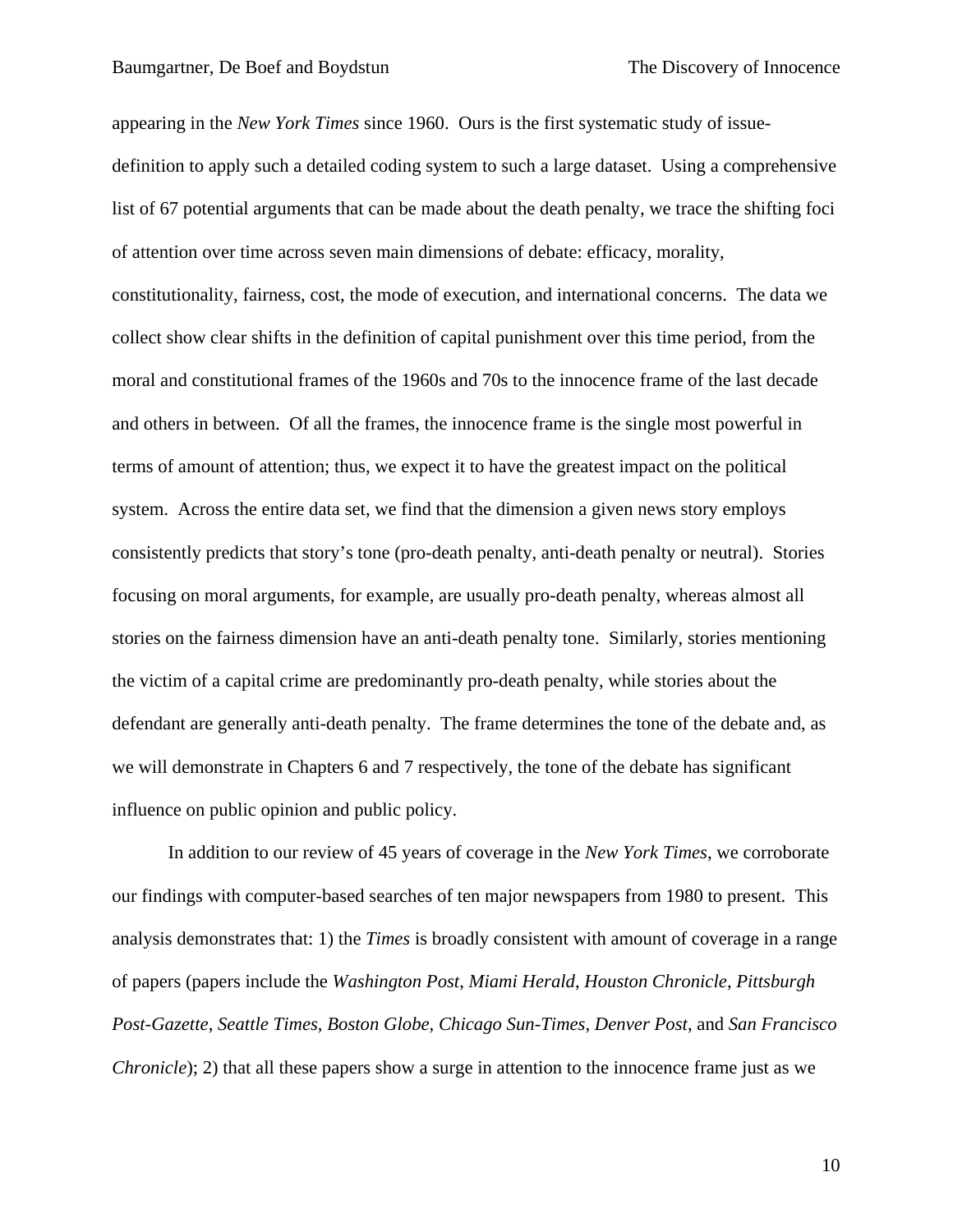appearing in the *New York Times* since 1960. Ours is the first systematic study of issue-definition to apply such a detailed coding system to such a large dataset. Using a comprehensive list of 67 potential arguments that can be made about the death penalty, we trace the shifting foci of attention over time across seven main dimensions of debate: efficacy, morality, constitutionality, fairness, cost, the mode of execution, and international concerns. The data we collect show clear shifts in the definition of capital punishment over this time period, from the moral and constitutional frames of the 1960s and 70s to the innocence frame of the last decade and others in between. Of all the frames, the innocence frame is the single most powerful in terms of amount of attention; thus, we expect it to have the greatest impact on the political system. Across the entire data set, we find that the dimension a given news story employs consistently predicts that story's tone (pro-death penalty, anti-death penalty or neutral). Stories focusing on moral arguments, for example, are usually pro-death penalty, whereas almost all stories on the fairness dimension have an anti-death penalty tone. Similarly, stories mentioning the victim of a capital crime are predominantly pro-death penalty, while stories about the defendant are generally anti-death penalty. The frame determines the tone of the debate and, as we will demonstrate in Chapters 6 and 7 respectively, the tone of the debate has significant influence on public opinion and public policy.

In addition to our review of 45 years of coverage in the *New York Times*, we corroborate our findings with computer-based searches of ten major newspapers from 1980 to present. This analysis demonstrates that: 1) the *Times* is broadly consistent with amount of coverage in a range of papers (papers include the *Washington Post*, *Miami Herald*, *Houston Chronicle*, *Pittsburgh Post-Gazette*, *Seattle Times*, *Boston Globe*, *Chicago Sun-Times*, *Denver Post*, and *San Francisco Chronicle*); 2) that all these papers show a surge in attention to the innocence frame just as we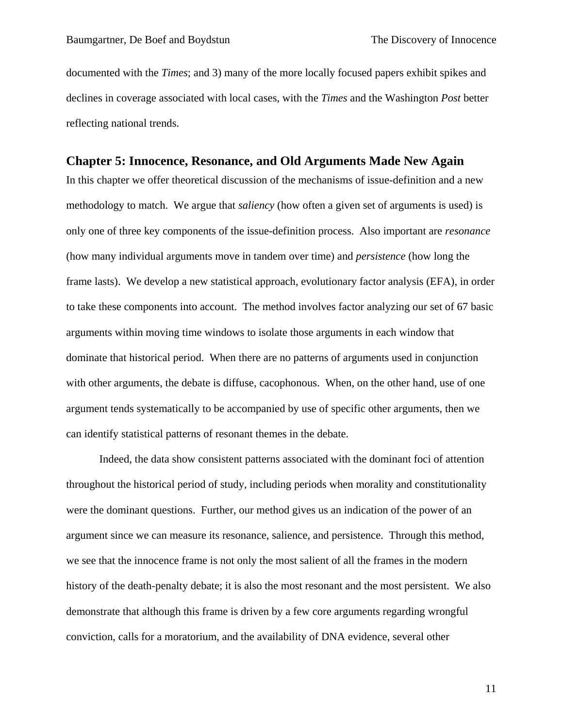documented with the *Times*; and 3) many of the more locally focused papers exhibit spikes and declines in coverage associated with local cases, with the *Times* and the Washington *Post* better reflecting national trends.

## Chapter 5: Innocence, Resonance, and Old Arguments Made New Again

In this chapter we offer theoretical discussion of the mechanisms of issue-definition and a new methodology to match. We argue that *saliency* (how often a given set of arguments is used) is only one of three key components of the issue-definition process. Also important are *resonance* (how many individual arguments move in tandem over time) and *persistence* (how long the frame lasts). We develop a new statistical approach, evolutionary factor analysis (EFA), in order to take these components into account. The method involves factor analyzing our set of 67 basic arguments within moving time windows to isolate those arguments in each window that dominate that historical period. When there are no patterns of arguments used in conjunction with other arguments, the debate is diffuse, cacophonous. When, on the other hand, use of one argument tends systematically to be accompanied by use of specific other arguments, then we can identify statistical patterns of resonant themes in the debate.

Indeed, the data show consistent patterns associated with the dominant foci of attention throughout the historical period of study, including periods when morality and constitutionality were the dominant questions. Further, our method gives us an indication of the power of an argument since we can measure its resonance, salience, and persistence. Through this method, we see that the innocence frame is not only the most salient of all the frames in the modern history of the death-penalty debate; it is also the most resonant and the most persistent. We also demonstrate that although this frame is driven by a few core arguments regarding wrongful conviction, calls for a moratorium, and the availability of DNA evidence, several other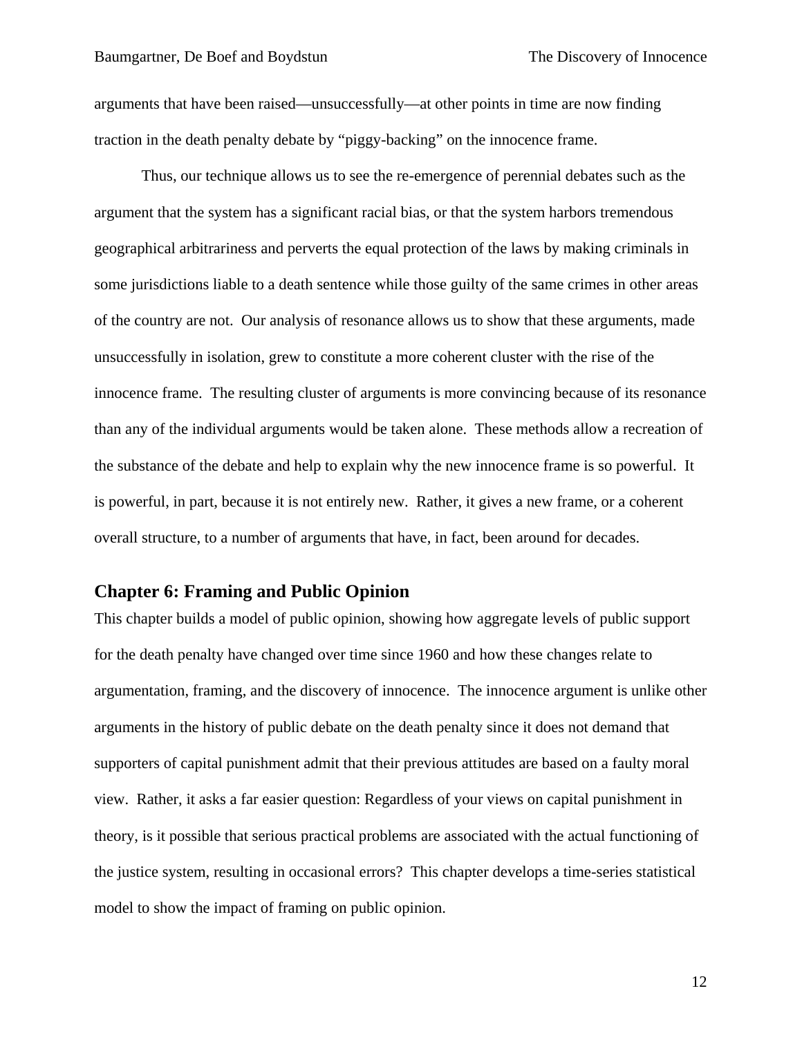arguments that have been raised—unsuccessfully—at other points in time are now finding traction in the death penalty debate by "piggy-backing" on the innocence frame.

Thus, our technique allows us to see the re-emergence of perennial debates such as the argument that the system has a significant racial bias, or that the system harbors tremendous geographical arbitrariness and perverts the equal protection of the laws by making criminals in some jurisdictions liable to a death sentence while those guilty of the same crimes in other areas of the country are not. Our analysis of resonance allows us to show that these arguments, made unsuccessfully in isolation, grew to constitute a more coherent cluster with the rise of the innocence frame. The resulting cluster of arguments is more convincing because of its resonance than any of the individual arguments would be taken alone. These methods allow a recreation of the substance of the debate and help to explain why the new innocence frame is so powerful. It is powerful, in part, because it is not entirely new. Rather, it gives a new frame, or a coherent overall structure, to a number of arguments that have, in fact, been around for decades.

## Chapter 6: Framing and Public Opinion

This chapter builds a model of public opinion, showing how aggregate levels of public support for the death penalty have changed over time since 1960 and how these changes relate to argumentation, framing, and the discovery of innocence. The innocence argument is unlike other arguments in the history of public debate on the death penalty since it does not demand that supporters of capital punishment admit that their previous attitudes are based on a faulty moral view. Rather, it asks a far easier question: Regardless of your views on capital punishment in theory, is it possible that serious practical problems are associated with the actual functioning of the justice system, resulting in occasional errors? This chapter develops a time-series statistical model to show the impact of framing on public opinion.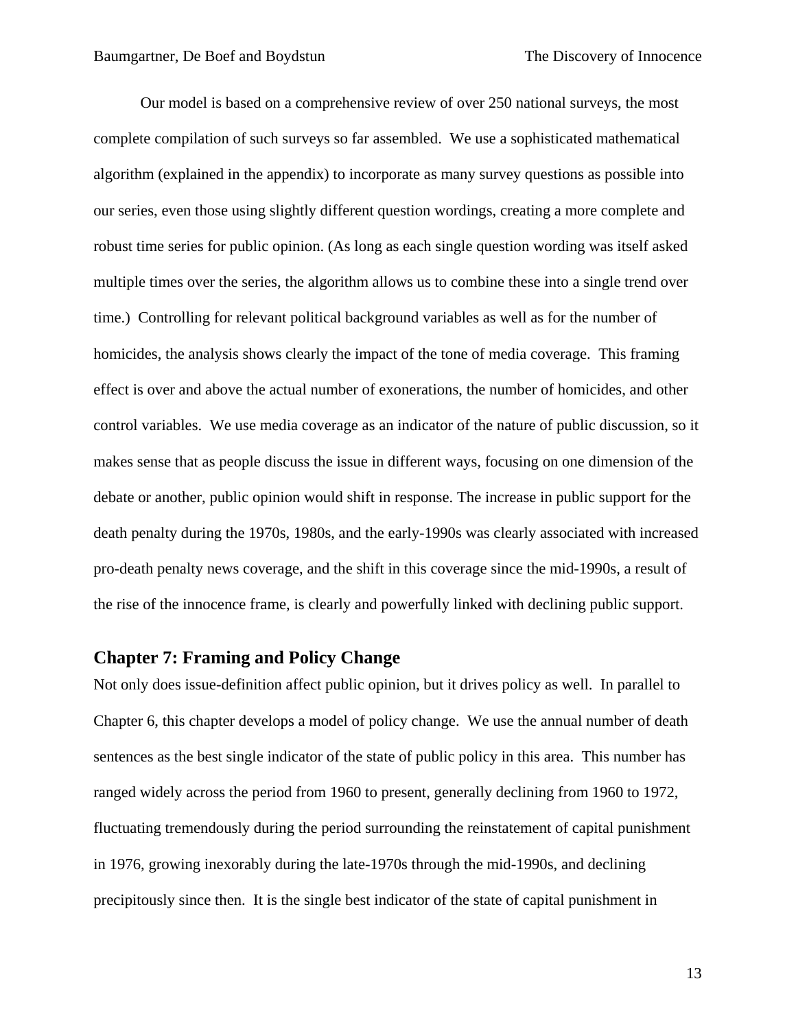Our model is based on a comprehensive review of over 250 national surveys, the most complete compilation of such surveys so far assembled. We use a sophisticated mathematical algorithm (explained in the appendix) to incorporate as many survey questions as possible into our series, even those using slightly different question wordings, creating a more complete and robust time series for public opinion. (As long as each single question wording was itself asked multiple times over the series, the algorithm allows us to combine these into a single trend over time.) Controlling for relevant political background variables as well as for the number of homicides, the analysis shows clearly the impact of the tone of media coverage. This framing effect is over and above the actual number of exonerations, the number of homicides, and other control variables. We use media coverage as an indicator of the nature of public discussion, so it makes sense that as people discuss the issue in different ways, focusing on one dimension of the debate or another, public opinion would shift in response. The increase in public support for the death penalty during the 1970s, 1980s, and the early-1990s was clearly associated with increased pro-death penalty news coverage, and the shift in this coverage since the mid-1990s, a result of the rise of the innocence frame, is clearly and powerfully linked with declining public support.

## Chapter 7: Framing and Policy Change

Not only does issue-definition affect public opinion, but it drives policy as well. In parallel to Chapter 6, this chapter develops a model of policy change. We use the annual number of death sentences as the best single indicator of the state of public policy in this area. This number has ranged widely across the period from 1960 to present, generally declining from 1960 to 1972, fluctuating tremendously during the period surrounding the reinstatement of capital punishment in 1976, growing inexorably during the late-1970s through the mid-1990s, and declining precipitously since then. It is the single best indicator of the state of capital punishment in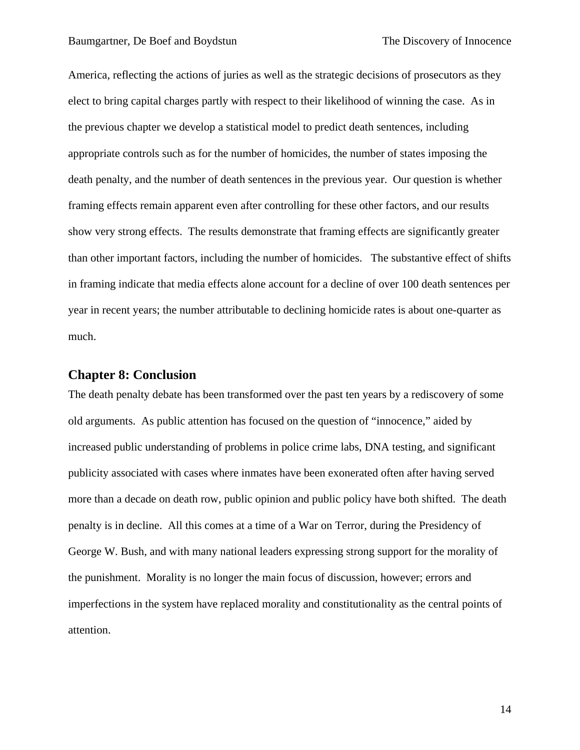America, reflecting the actions of juries as well as the strategic decisions of prosecutors as they elect to bring capital charges partly with respect to their likelihood of winning the case. As in the previous chapter we develop a statistical model to predict death sentences, including appropriate controls such as for the number of homicides, the number of states imposing the death penalty, and the number of death sentences in the previous year. Our question is whether framing effects remain apparent even after controlling for these other factors, and our results show very strong effects. The results demonstrate that framing effects are significantly greater than other important factors, including the number of homicides. The substantive effect of shifts in framing indicate that media effects alone account for a decline of over 100 death sentences per year in recent years; the number attributable to declining homicide rates is about one-quarter as much.

## Chapter 8: Conclusion

The death penalty debate has been transformed over the past ten years by a rediscovery of some old arguments. As public attention has focused on the question of "innocence," aided by increased public understanding of problems in police crime labs, DNA testing, and significant publicity associated with cases where inmates have been exonerated often after having served more than a decade on death row, public opinion and public policy have both shifted. The death penalty is in decline. All this comes at a time of a War on Terror, during the Presidency of George W. Bush, and with many national leaders expressing strong support for the morality of the punishment. Morality is no longer the main focus of discussion, however; errors and imperfections in the system have replaced morality and constitutionality as the central points of attention.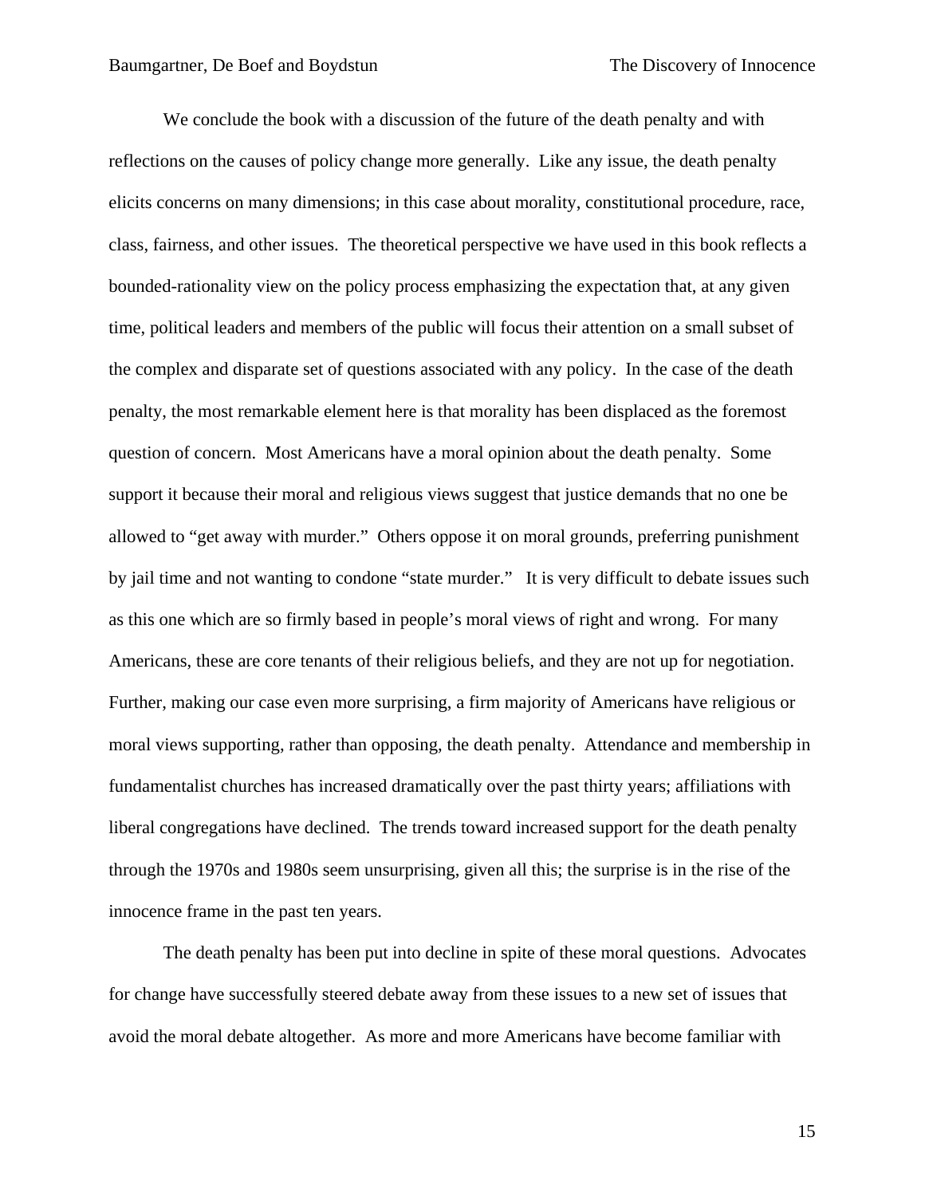We conclude the book with a discussion of the future of the death penalty and with reflections on the causes of policy change more generally. Like any issue, the death penalty elicits concerns on many dimensions; in this case about morality, constitutional procedure, race, class, fairness, and other issues. The theoretical perspective we have used in this book reflects a bounded-rationality view on the policy process emphasizing the expectation that, at any given time, political leaders and members of the public will focus their attention on a small subset of the complex and disparate set of questions associated with any policy. In the case of the death penalty, the most remarkable element here is that morality has been displaced as the foremost question of concern. Most Americans have a moral opinion about the death penalty. Some support it because their moral and religious views suggest that justice demands that no one be allowed to "get away with murder." Others oppose it on moral grounds, preferring punishment by jail time and not wanting to condone "state murder." It is very difficult to debate issues such as this one which are so firmly based in people's moral views of right and wrong. For many Americans, these are core tenants of their religious beliefs, and they are not up for negotiation. Further, making our case even more surprising, a firm majority of Americans have religious or moral views supporting, rather than opposing, the death penalty. Attendance and membership in fundamentalist churches has increased dramatically over the past thirty years; affiliations with liberal congregations have declined. The trends toward increased support for the death penalty through the 1970s and 1980s seem unsurprising, given all this; the surprise is in the rise of the innocence frame in the past ten years.

The death penalty has been put into decline in spite of these moral questions. Advocates for change have successfully steered debate away from these issues to a new set of issues that avoid the moral debate altogether. As more and more Americans have become familiar with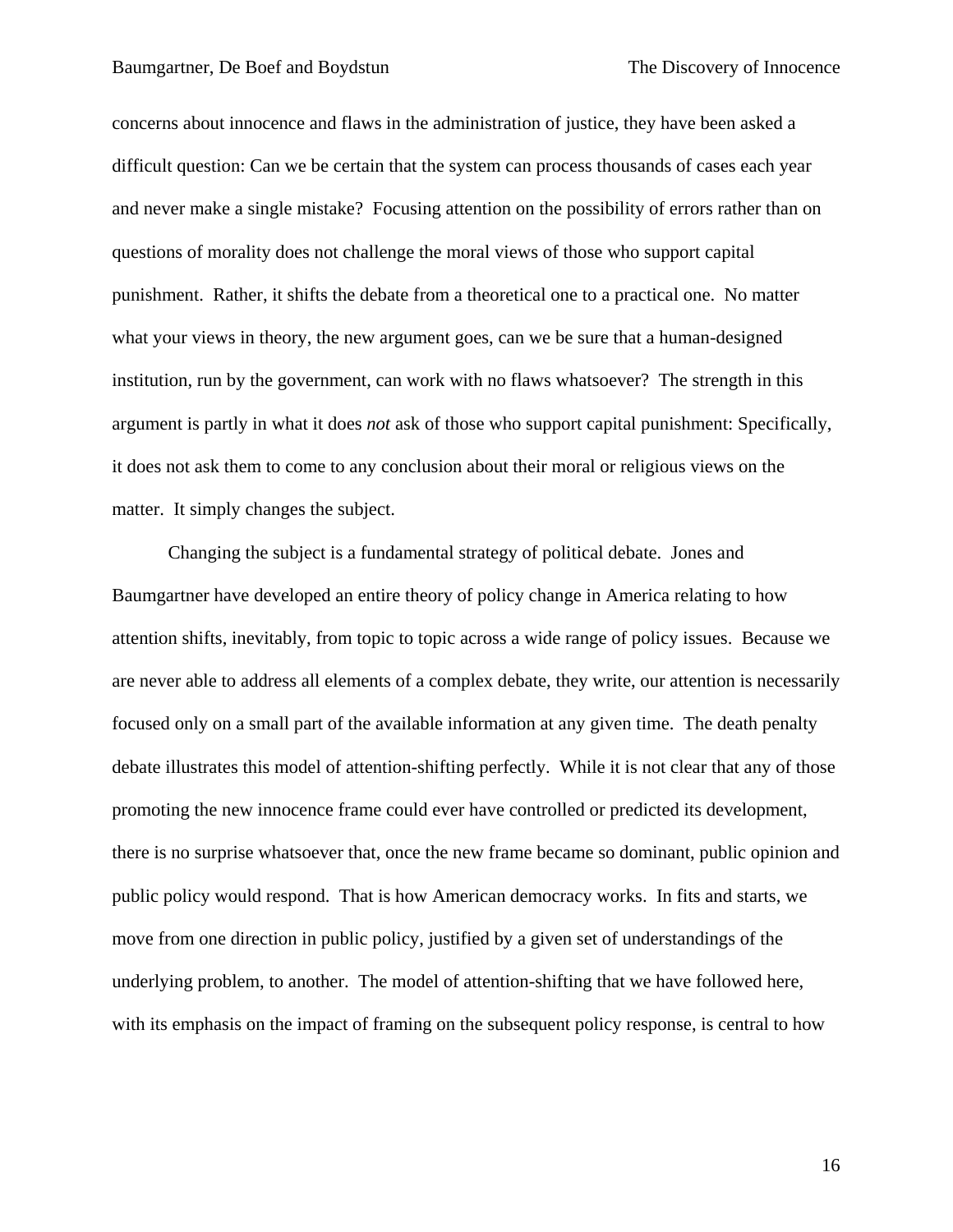concerns about innocence and flaws in the administration of justice, they have been asked a difficult question: Can we be certain that the system can process thousands of cases each year and never make a single mistake? Focusing attention on the possibility of errors rather than on questions of morality does not challenge the moral views of those who support capital punishment. Rather, it shifts the debate from a theoretical one to a practical one. No matter what your views in theory, the new argument goes, can we be sure that a human-designed institution, run by the government, can work with no flaws whatsoever? The strength in this argument is partly in what it does *not* ask of those who support capital punishment: Specifically, it does not ask them to come to any conclusion about their moral or religious views on the matter. It simply changes the subject.

Changing the subject is a fundamental strategy of political debate. Jones and Baumgartner have developed an entire theory of policy change in America relating to how attention shifts, inevitably, from topic to topic across a wide range of policy issues. Because we are never able to address all elements of a complex debate, they write, our attention is necessarily focused only on a small part of the available information at any given time. The death penalty debate illustrates this model of attention-shifting perfectly. While it is not clear that any of those promoting the new innocence frame could ever have controlled or predicted its development, there is no surprise whatsoever that, once the new frame became so dominant, public opinion and public policy would respond. That is how American democracy works. In fits and starts, we move from one direction in public policy, justified by a given set of understandings of the underlying problem, to another. The model of attention-shifting that we have followed here, with its emphasis on the impact of framing on the subsequent policy response, is central to how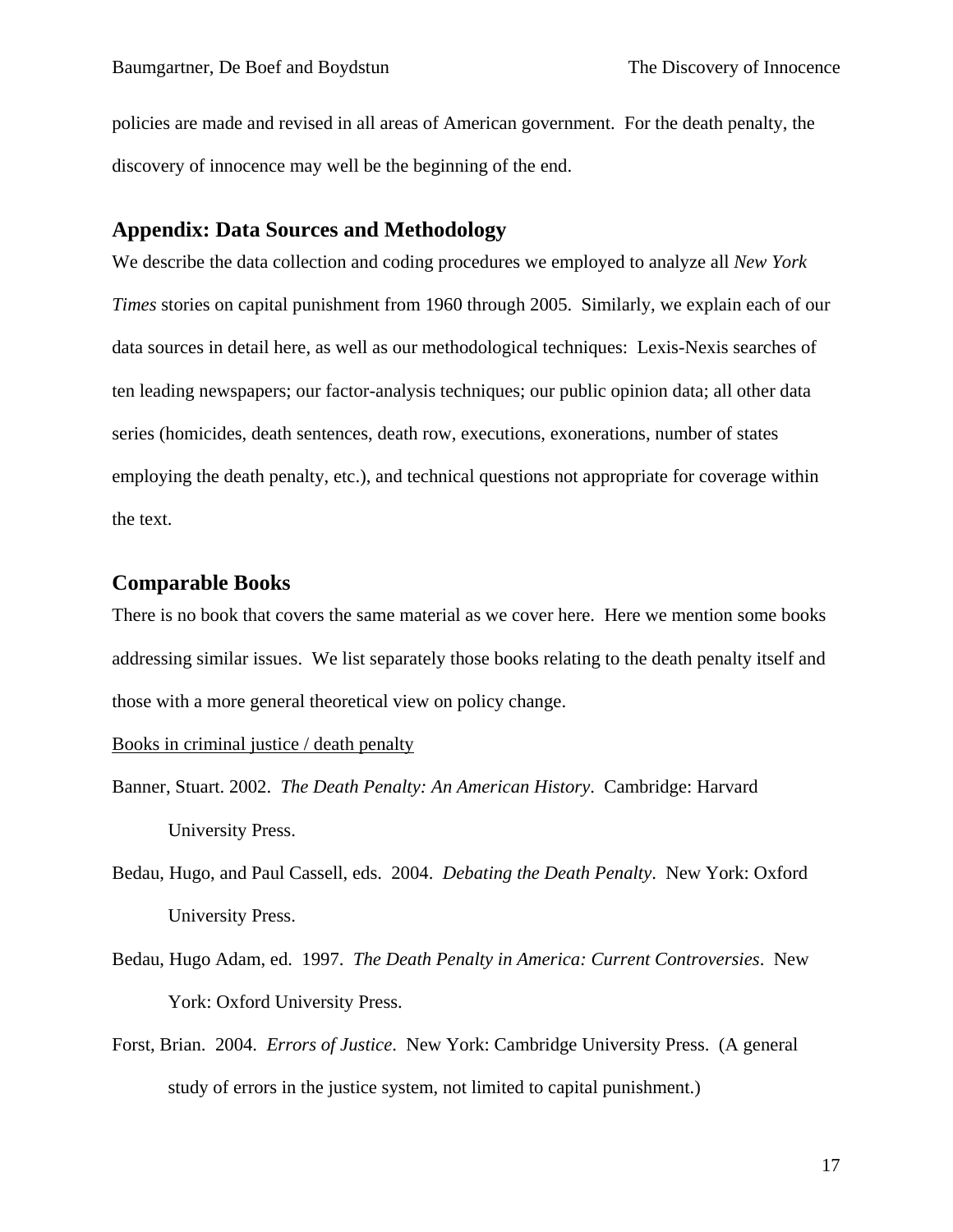policies are made and revised in all areas of American government. For the death penalty, the discovery of innocence may well be the beginning of the end.

## Appendix: Data Sources and Methodology

We describe the data collection and coding procedures we employed to analyze all *New York Times* stories on capital punishment from 1960 through 2005. Similarly, we explain each of our data sources in detail here, as well as our methodological techniques: Lexis-Nexis searches of ten leading newspapers; our factor-analysis techniques; our public opinion data; all other data series (homicides, death sentences, death row, executions, exonerations, number of states employing the death penalty, etc.), and technical questions not appropriate for coverage within the text.

## Comparable Books

There is no book that covers the same material as we cover here. Here we mention some books addressing similar issues. We list separately those books relating to the death penalty itself and those with a more general theoretical view on policy change.

Books in criminal justice / death penalty

Banner, Stuart. 2002. *The Death Penalty: An American History*. Cambridge: Harvard University Press.

Bedau, Hugo, and Paul Cassell, eds. 2004. *Debating the Death Penalty*. New York: Oxford University Press.

Bedau, Hugo Adam, ed. 1997. *The Death Penalty in America: Current Controversies*. New York: Oxford University Press.

Forst, Brian. 2004. *Errors of Justice*. New York: Cambridge University Press. (A general study of errors in the justice system, not limited to capital punishment.)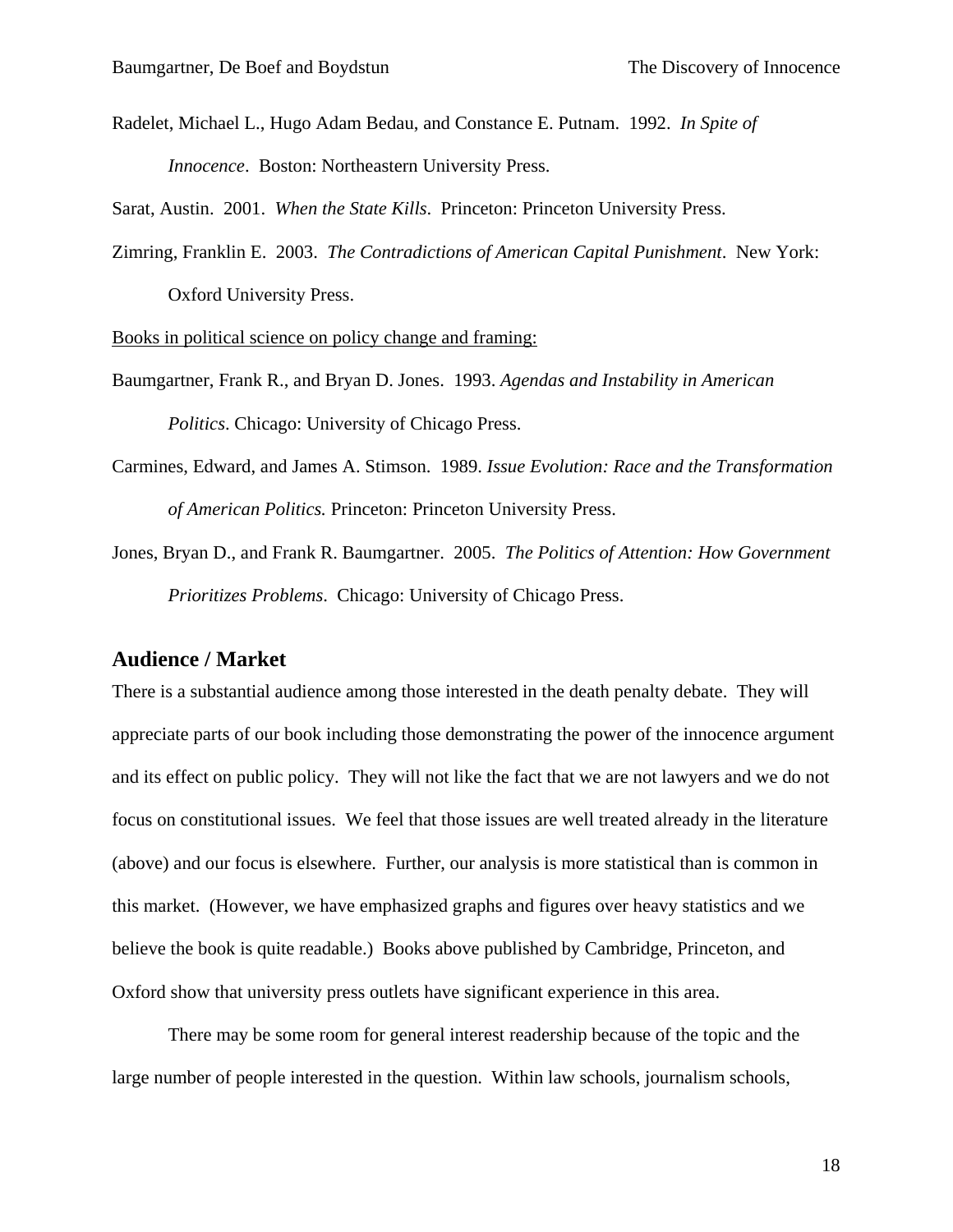Radelet, Michael L., Hugo Adam Bedau, and Constance E. Putnam. 1992. *In Spite of Innocence*. Boston: Northeastern University Press.

Sarat, Austin. 2001. *When the State Kills*. Princeton: Princeton University Press.

Zimring, Franklin E. 2003. *The Contradictions of American Capital Punishment*. New York: Oxford University Press.

<u>Books in political science on policy change and framing:</u>

Baumgartner, Frank R., and Bryan D. Jones. 1993. *Agendas and Instability in American Politics*. Chicago: University of Chicago Press.

Carmines, Edward, and James A. Stimson. 1989. *Issue Evolution: Race and the Transformation of American Politics.* Princeton: Princeton University Press.

Jones, Bryan D., and Frank R. Baumgartner. 2005. *The Politics of Attention: How Government Prioritizes Problems*. Chicago: University of Chicago Press.

## Audience / Market

There is a substantial audience among those interested in the death penalty debate. They will appreciate parts of our book including those demonstrating the power of the innocence argument and its effect on public policy. They will not like the fact that we are not lawyers and we do not focus on constitutional issues. We feel that those issues are well treated already in the literature (above) and our focus is elsewhere. Further, our analysis is more statistical than is common in this market. (However, we have emphasized graphs and figures over heavy statistics and we believe the book is quite readable.) Books above published by Cambridge, Princeton, and Oxford show that university press outlets have significant experience in this area.

There may be some room for general interest readership because of the topic and the large number of people interested in the question. Within law schools, journalism schools,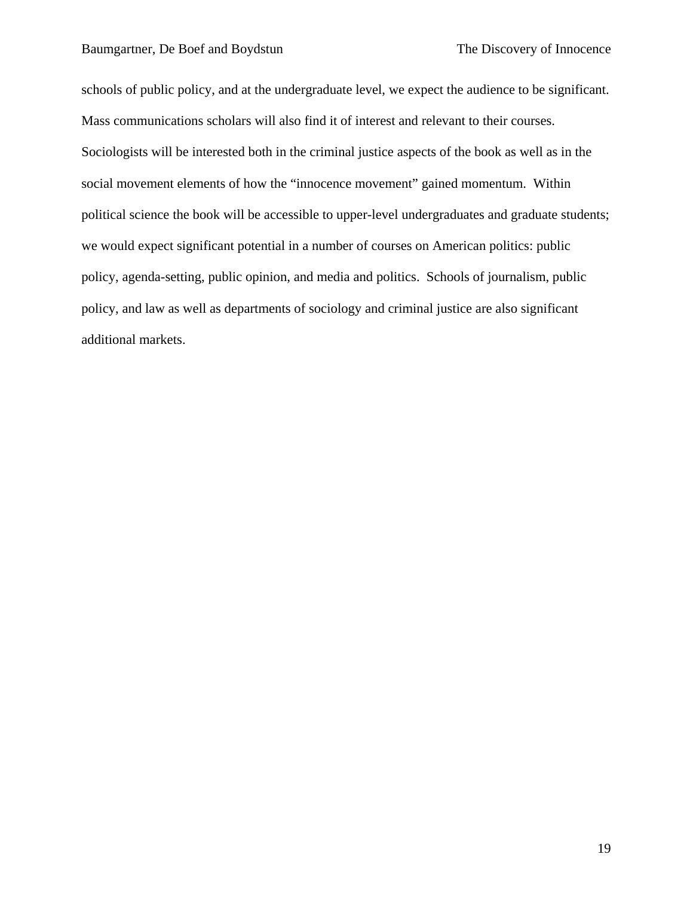schools of public policy, and at the undergraduate level, we expect the audience to be significant. Mass communications scholars will also find it of interest and relevant to their courses. Sociologists will be interested both in the criminal justice aspects of the book as well as in the social movement elements of how the "innocence movement" gained momentum. Within political science the book will be accessible to upper-level undergraduates and graduate students; we would expect significant potential in a number of courses on American politics: public policy, agenda-setting, public opinion, and media and politics. Schools of journalism, public policy, and law as well as departments of sociology and criminal justice are also significant additional markets.